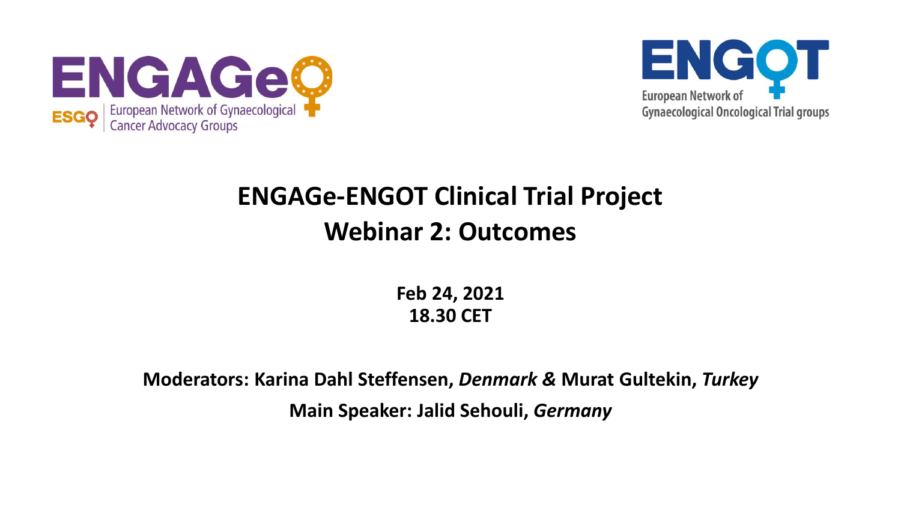ENGAGe

ESGO | European Network of Gynaecological Cancer Advocacy Groups

ENGOT

European Network of Gynaecological Oncological Trial groups

# ENGAGe-ENGOT Clinical Trial Project
# Webinar 2: Outcomes

**Feb 24, 2021**
**18.30 CET**

**Moderators: Karina Dahl Steffensen,** ***Denmark &*** **Murat Gultekin,** ***Turkey***

**Main Speaker: Jalid Sehouli,** ***Germany***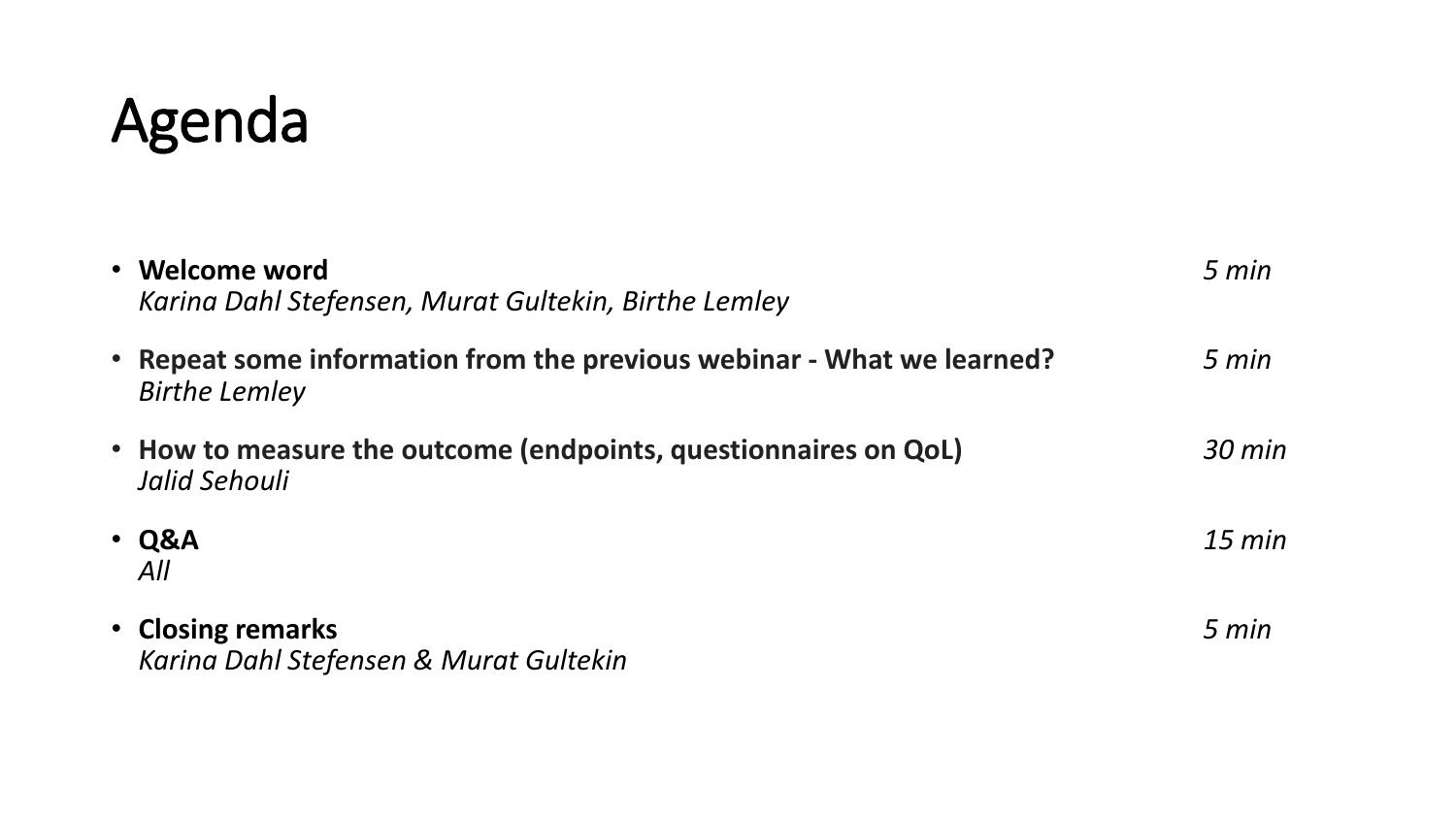# Agenda

- **Welcome word** *5 min*
  *Karina Dahl Stefensen, Murat Gultekin, Birthe Lemley*
- **Repeat some information from the previous webinar - What we learned?** *5 min*
  *Birthe Lemley*
- **How to measure the outcome (endpoints, questionnaires on QoL)** *30 min*
  *Jalid Sehouli*
- **Q&A** *15 min*
  *All*
- **Closing remarks** *5 min*
  *Karina Dahl Stefensen & Murat Gultekin*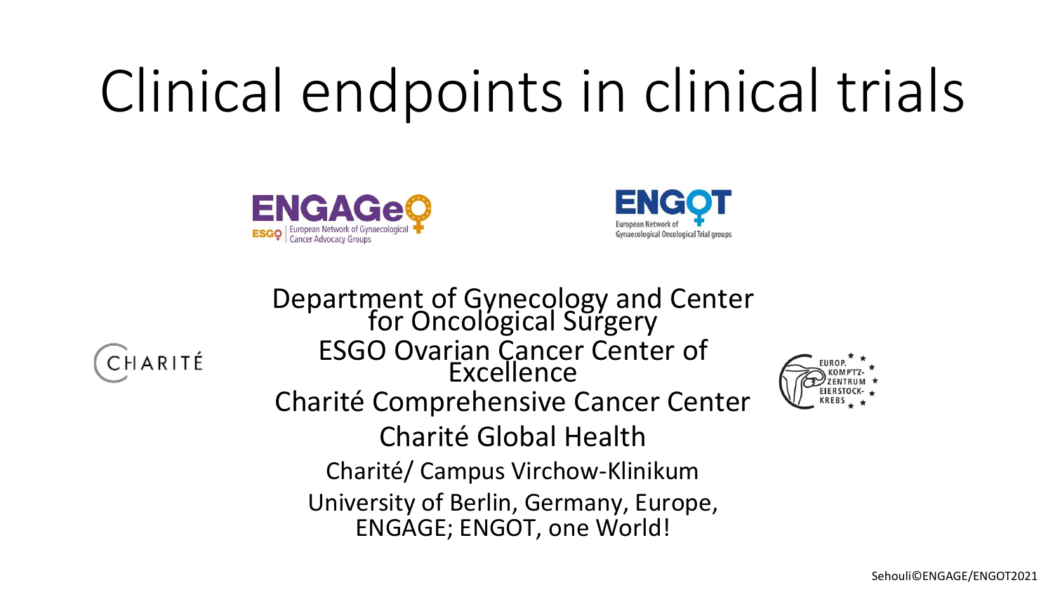# Clinical endpoints in clinical trials

Department of Gynecology and Center for Oncological Surgery

ESGO Ovarian Cancer Center of Excellence

Charité Comprehensive Cancer Center

Charité Global Health

Charité/ Campus Virchow-Klinikum

University of Berlin, Germany, Europe, ENGAGE; ENGOT, one World!

Sehouli©ENGAGE/ENGOT2021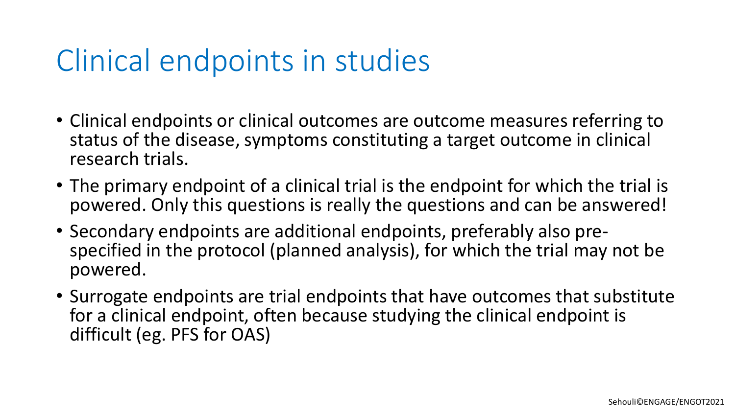# Clinical endpoints in studies

- Clinical endpoints or clinical outcomes are outcome measures referring to status of the disease, symptoms constituting a target outcome in clinical research trials.
- The primary endpoint of a clinical trial is the endpoint for which the trial is powered. Only this questions is really the questions and can be answered!
- Secondary endpoints are additional endpoints, preferably also pre-specified in the protocol (planned analysis), for which the trial may not be powered.
- Surrogate endpoints are trial endpoints that have outcomes that substitute for a clinical endpoint, often because studying the clinical endpoint is difficult (eg. PFS for OAS)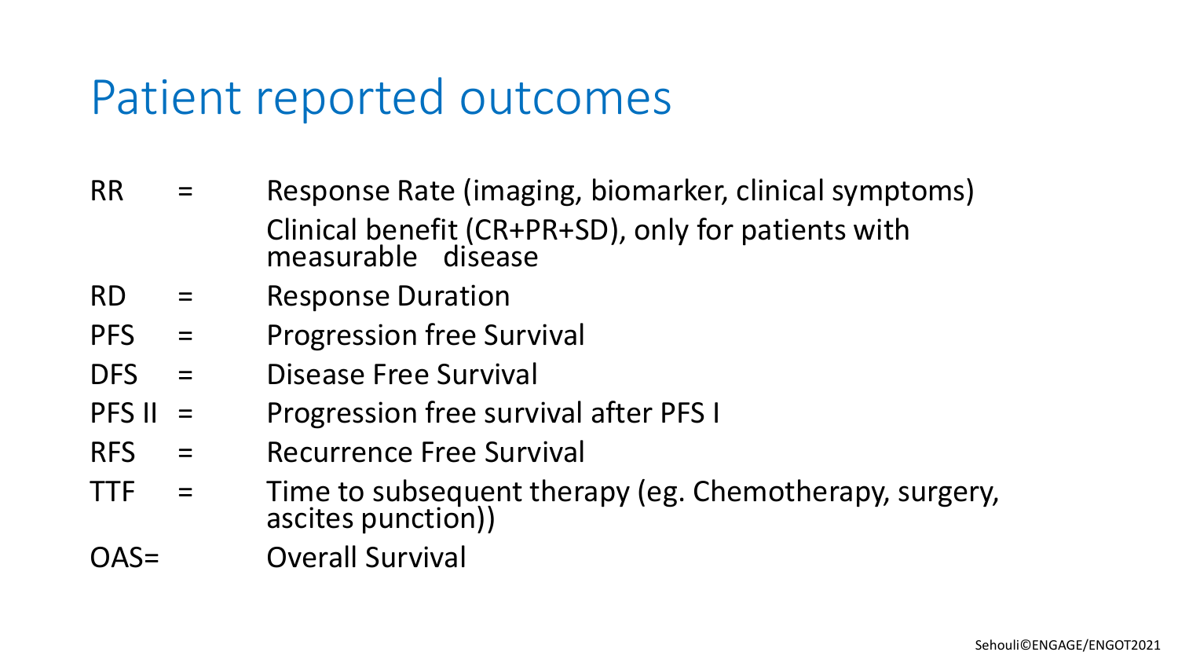# Patient reported outcomes

| | | |
|---|---|---|
| RR | = | Response Rate (imaging, biomarker, clinical symptoms)<br>Clinical benefit (CR+PR+SD), only for patients with measurable disease |
| RD | = | Response Duration |
| PFS | = | Progression free Survival |
| DFS | = | Disease Free Survival |
| PFS II | = | Progression free survival after PFS I |
| RFS | = | Recurrence Free Survival |
| TTF | = | Time to subsequent therapy (eg. Chemotherapy, surgery, ascites punction)) |
| OAS= | | Overall Survival |

Sehouli©ENGAGE/ENGOT2021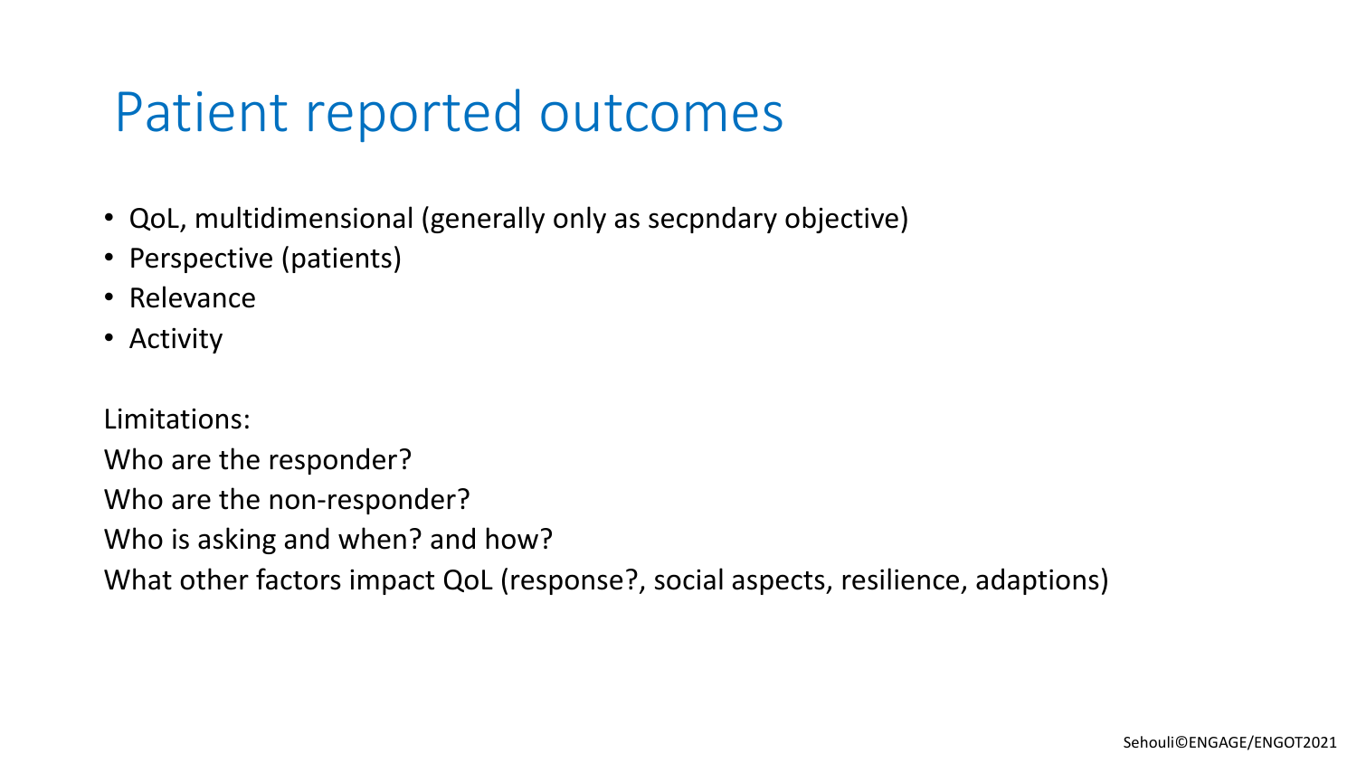# Patient reported outcomes

- QoL, multidimensional (generally only as secpndary objective)
- Perspective (patients)
- Relevance
- Activity

Limitations:

Who are the responder?

Who are the non-responder?

Who is asking and when? and how?

What other factors impact QoL (response?, social aspects, resilience, adaptions)

Sehouli©ENGAGE/ENGOT2021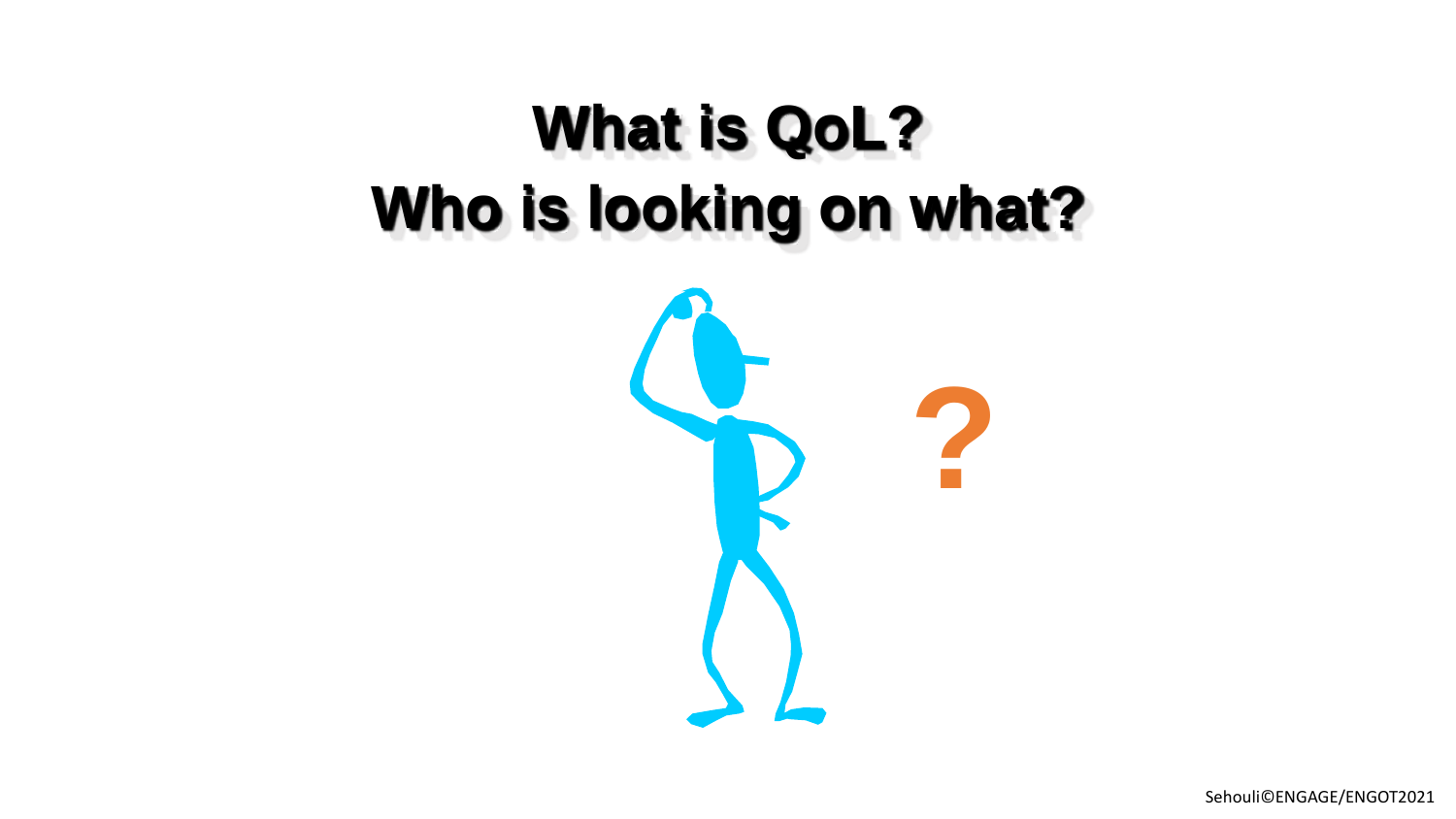# What is QoL?
# Who is looking on what?

?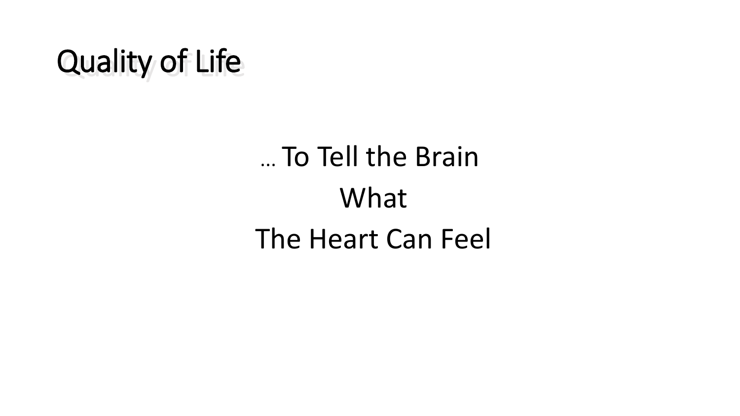# Quality of Life

… To Tell the Brain

What

The Heart Can Feel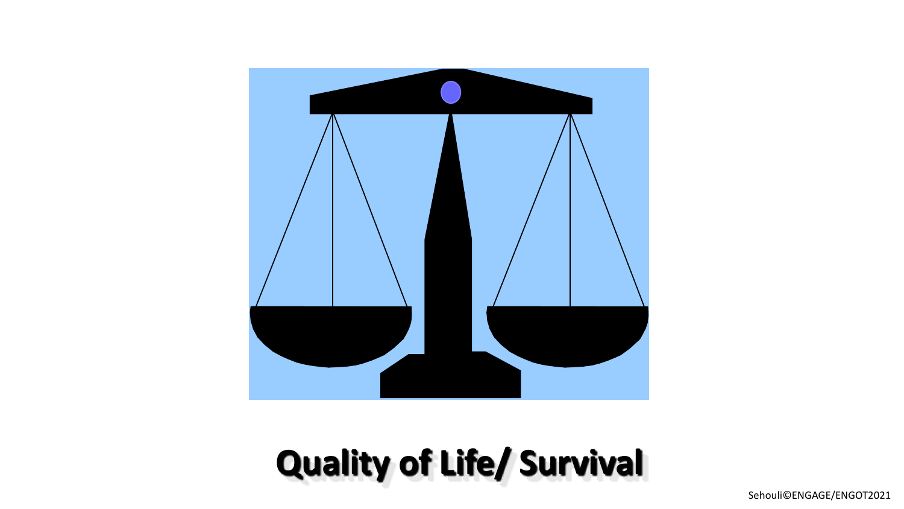# Quality of Life/ Survival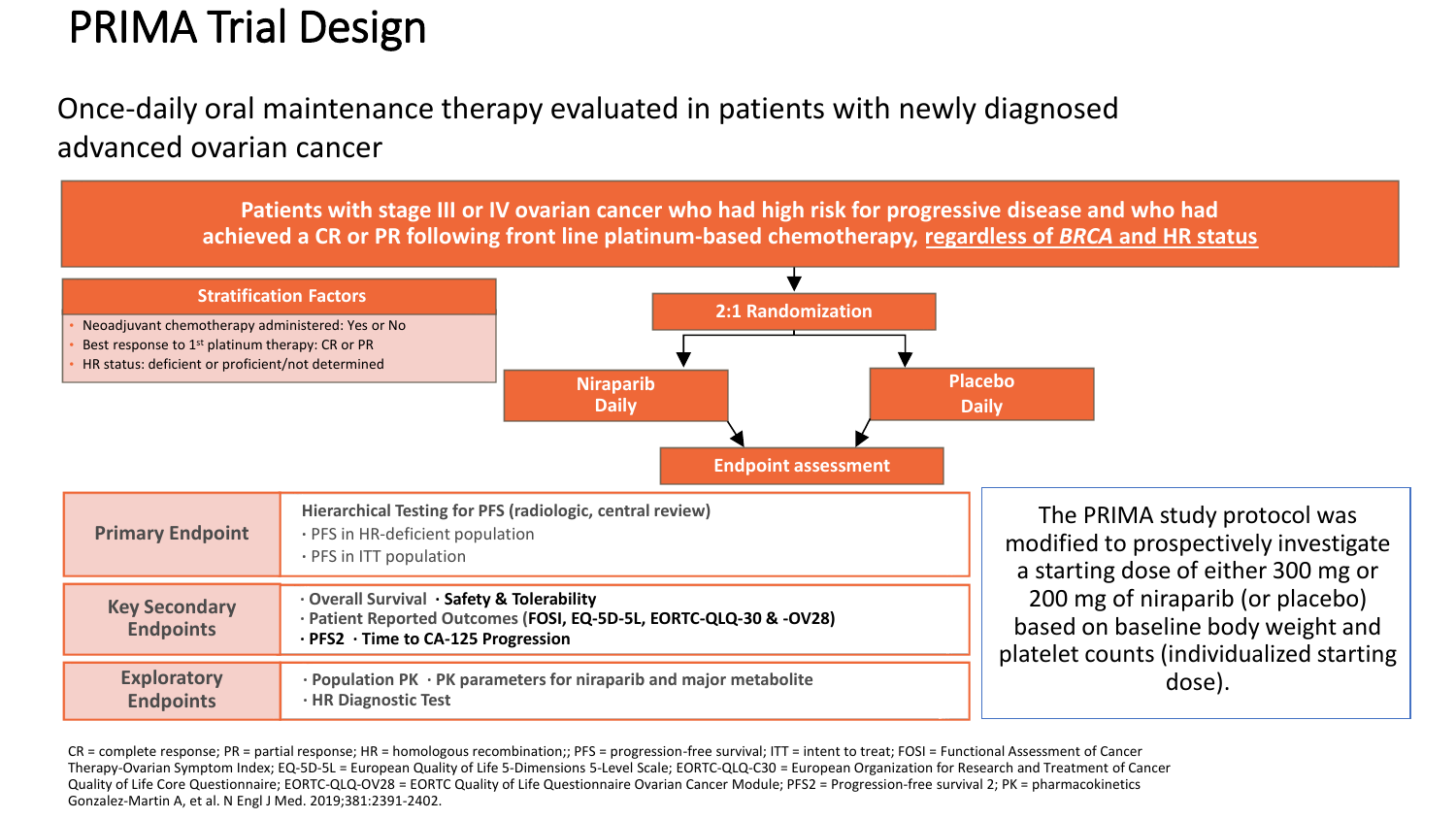# PRIMA Trial Design

Once-daily oral maintenance therapy evaluated in patients with newly diagnosed advanced ovarian cancer

**Patients with stage III or IV ovarian cancer who had high risk for progressive disease and who had achieved a CR or PR following front line platinum-based chemotherapy, regardless of *BRCA* and HR status**

**Stratification Factors**

- Neoadjuvant chemotherapy administered: Yes or No
- Best response to 1st platinum therapy: CR or PR
- HR status: deficient or proficient/not determined

**2:1 Randomization**

- **Niraparib Daily**
- **Placebo Daily**

**Endpoint assessment**

| | |
|---|---|
| **Primary Endpoint** | **Hierarchical Testing for PFS (radiologic, central review)**<br>· PFS in HR-deficient population<br>· PFS in ITT population |
| **Key Secondary Endpoints** | · Overall Survival · **Safety & Tolerability**<br>· Patient Reported Outcomes **(FOSI, EQ-5D-5L, EORTC-QLQ-30 & -OV28)**<br>· **PFS2 · Time to CA-125 Progression** |
| **Exploratory Endpoints** | · **Population PK · PK parameters for niraparib and major metabolite**<br>· **HR Diagnostic Test** |

The PRIMA study protocol was modified to prospectively investigate a starting dose of either 300 mg or 200 mg of niraparib (or placebo) based on baseline body weight and platelet counts (individualized starting dose).

CR = complete response; PR = partial response; HR = homologous recombination;; PFS = progression-free survival; ITT = intent to treat; FOSI = Functional Assessment of Cancer Therapy-Ovarian Symptom Index; EQ-5D-5L = European Quality of Life 5-Dimensions 5-Level Scale; EORTC-QLQ-C30 = European Organization for Research and Treatment of Cancer Quality of Life Core Questionnaire; EORTC-QLQ-OV28 = EORTC Quality of Life Questionnaire Ovarian Cancer Module; PFS2 = Progression-free survival 2; PK = pharmacokinetics
Gonzalez-Martin A, et al. N Engl J Med. 2019;381:2391-2402.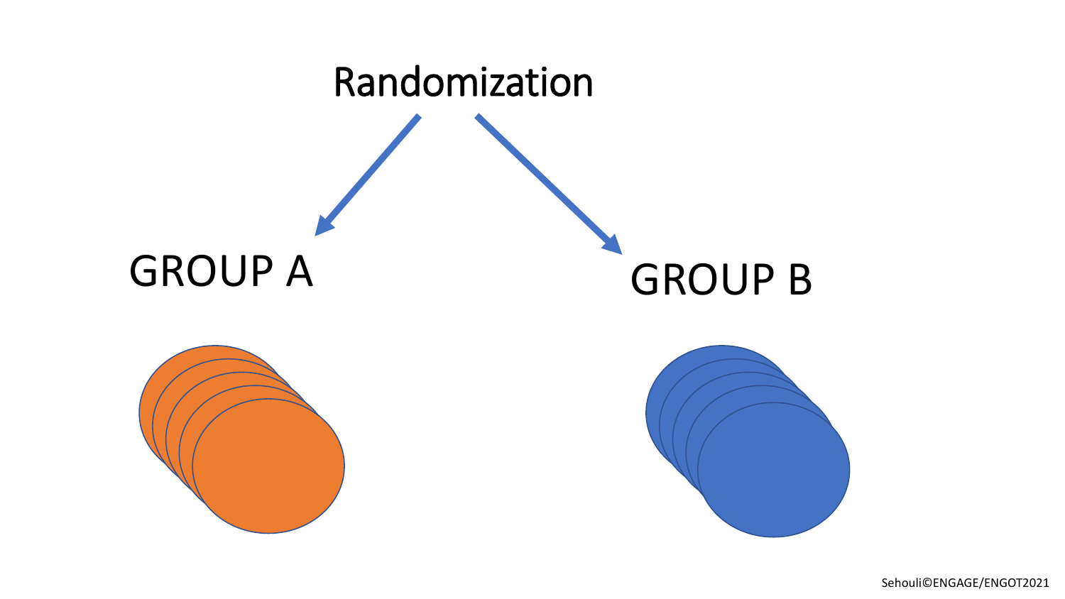# Randomization

GROUP A

GROUP B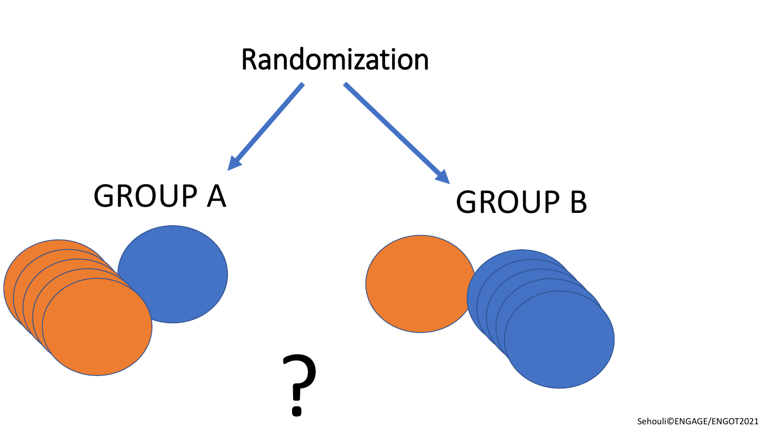Randomization

GROUP A

GROUP B

?

Sehouli©ENGAGE/ENGOT2021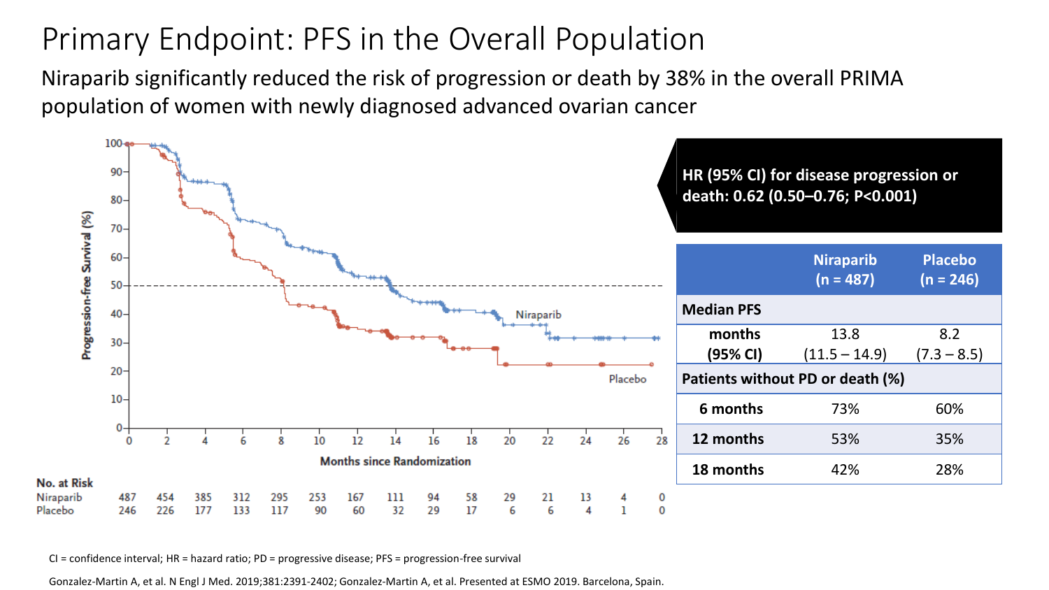# Primary Endpoint: PFS in the Overall Population

Niraparib significantly reduced the risk of progression or death by 38% in the overall PRIMA population of women with newly diagnosed advanced ovarian cancer

**No. at Risk**

| Months since Randomization | 0 | 2 | 4 | 6 | 8 | 10 | 12 | 14 | 16 | 18 | 20 | 22 | 24 | 26 | 28 |
|---|---|---|---|---|---|---|---|---|---|---|---|---|---|---|---|
| Niraparib | 487 | 454 | 385 | 312 | 295 | 253 | 167 | 111 | 94 | 58 | 29 | 21 | 13 | 4 | 0 |
| Placebo | 246 | 226 | 177 | 133 | 117 | 90 | 60 | 32 | 29 | 17 | 6 | 6 | 4 | 1 | 0 |

**HR (95% CI) for disease progression or death: 0.62 (0.50–0.76; P<0.001)**

| | Niraparib (n = 487) | Placebo (n = 246) |
|---|---|---|
| **Median PFS** | | |
| **months (95% CI)** | 13.8 (11.5 – 14.9) | 8.2 (7.3 – 8.5) |
| **Patients without PD or death (%)** | | |
| **6 months** | 73% | 60% |
| **12 months** | 53% | 35% |
| **18 months** | 42% | 28% |

CI = confidence interval; HR = hazard ratio; PD = progressive disease; PFS = progression-free survival

Gonzalez-Martin A, et al. N Engl J Med. 2019;381:2391-2402; Gonzalez-Martin A, et al. Presented at ESMO 2019. Barcelona, Spain.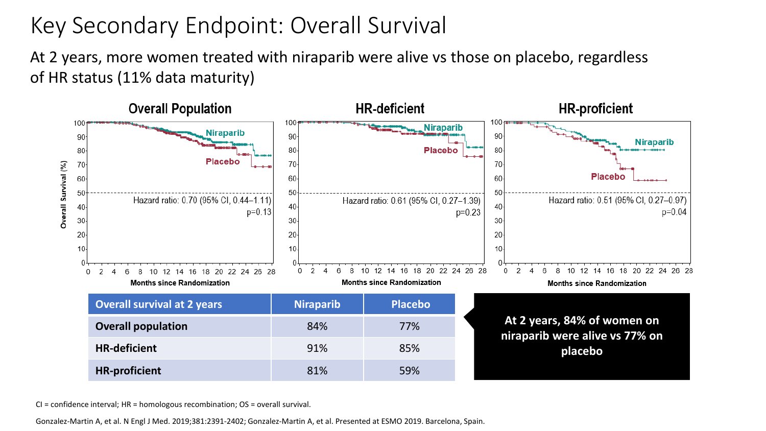# Key Secondary Endpoint: Overall Survival

At 2 years, more women treated with niraparib were alive vs those on placebo, regardless of HR status (11% data maturity)

### Overall Population

Niraparib

Placebo

Hazard ratio: 0.70 (95% CI, 0.44–1.11)
p=0.13

### HR-deficient

Niraparib

Placebo

Hazard ratio: 0.61 (95% CI, 0.27–1.39)
p=0.23

### HR-proficient

Niraparib

Placebo

Hazard ratio: 0.51 (95% CI, 0.27–0.97)
p=0.04

Overall Survival (%)

Months since Randomization

| Overall survival at 2 years | Niraparib | Placebo |
|---|---|---|
| Overall population | 84% | 77% |
| HR-deficient | 91% | 85% |
| HR-proficient | 81% | 59% |

**At 2 years, 84% of women on niraparib were alive vs 77% on placebo**

CI = confidence interval; HR = homologous recombination; OS = overall survival.

Gonzalez-Martin A, et al. N Engl J Med. 2019;381:2391-2402; Gonzalez-Martin A, et al. Presented at ESMO 2019. Barcelona, Spain.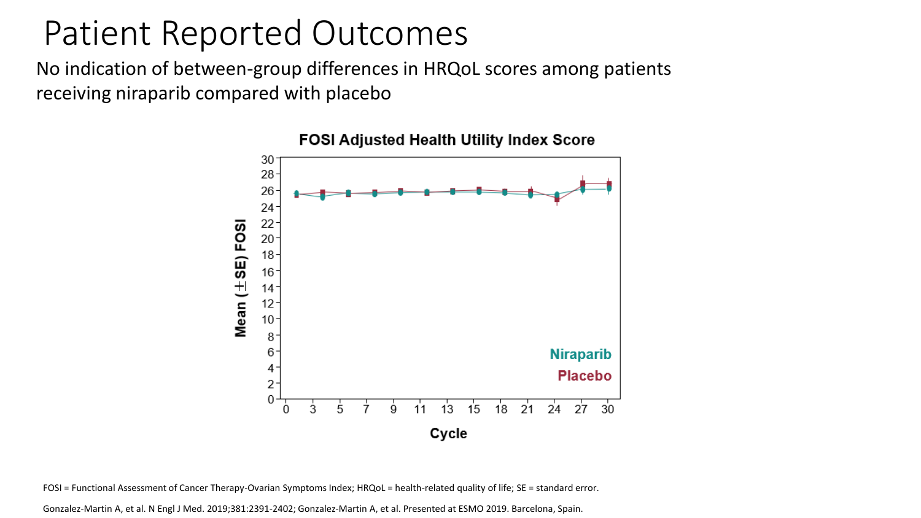# Patient Reported Outcomes

No indication of between-group differences in HRQoL scores among patients receiving niraparib compared with placebo

FOSI = Functional Assessment of Cancer Therapy-Ovarian Symptoms Index; HRQoL = health-related quality of life; SE = standard error.

Gonzalez-Martin A, et al. N Engl J Med. 2019;381:2391-2402; Gonzalez-Martin A, et al. Presented at ESMO 2019. Barcelona, Spain.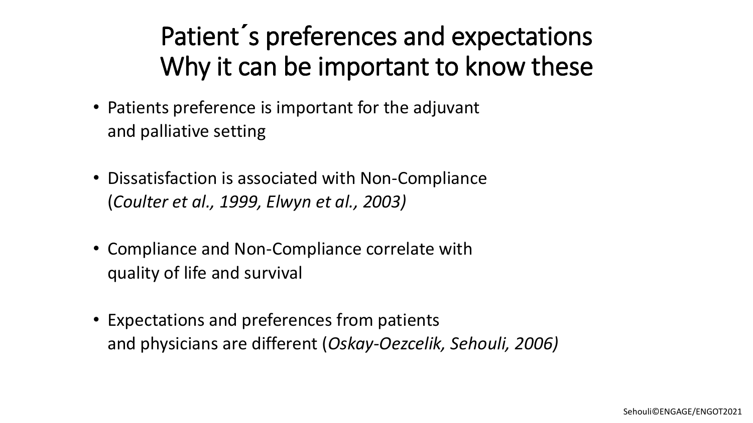# Patient´s preferences and expectations Why it can be important to know these

- Patients preference is important for the adjuvant and palliative setting
- Dissatisfaction is associated with Non-Compliance (*Coulter et al., 1999, Elwyn et al., 2003)*
- Compliance and Non-Compliance correlate with quality of life and survival
- Expectations and preferences from patients and physicians are different (*Oskay-Oezcelik, Sehouli, 2006)*

Sehouli©ENGAGE/ENGOT2021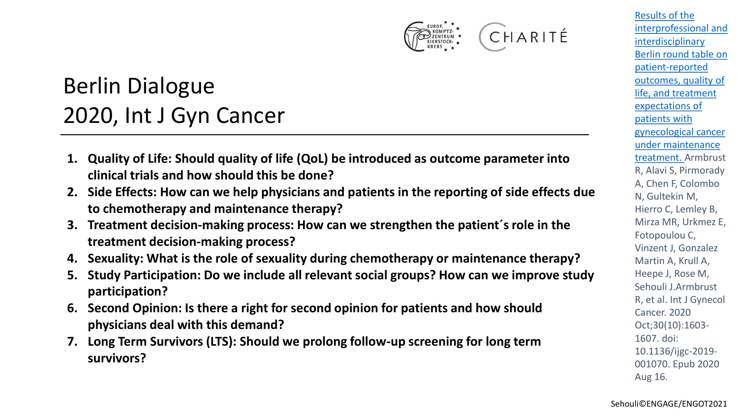# Berlin Dialogue 2020, Int J Gyn Cancer

1. **Quality of Life: Should quality of life (QoL) be introduced as outcome parameter into clinical trials and how should this be done?**
2. **Side Effects: How can we help physicians and patients in the reporting of side effects due to chemotherapy and maintenance therapy?**
3. **Treatment decision-making process: How can we strengthen the patient´s role in the treatment decision-making process?**
4. **Sexuality: What is the role of sexuality during chemotherapy or maintenance therapy?**
5. **Study Participation: Do we include all relevant social groups? How can we improve study participation?**
6. **Second Opinion: Is there a right for second opinion for patients and how should physicians deal with this demand?**
7. **Long Term Survivors (LTS): Should we prolong follow-up screening for long term survivors?**

Results of the interprofessional and interdisciplinary Berlin round table on patient-reported outcomes, quality of life, and treatment expectations of patients with gynecological cancer under maintenance treatment. Armbrust R, Alavi S, Pirmorady A, Chen F, Colombo N, Gultekin M, Hierro C, Lemley B, Mirza MR, Urkmez E, Fotopoulou C, Vinzent J, Gonzalez Martin A, Krull A, Heepe J, Rose M, Sehouli J.Armbrust R, et al. Int J Gynecol Cancer. 2020 Oct;30(10):1603-1607. doi: 10.1136/ijgc-2019-001070. Epub 2020 Aug 16.

Sehouli©ENGAGE/ENGOT2021